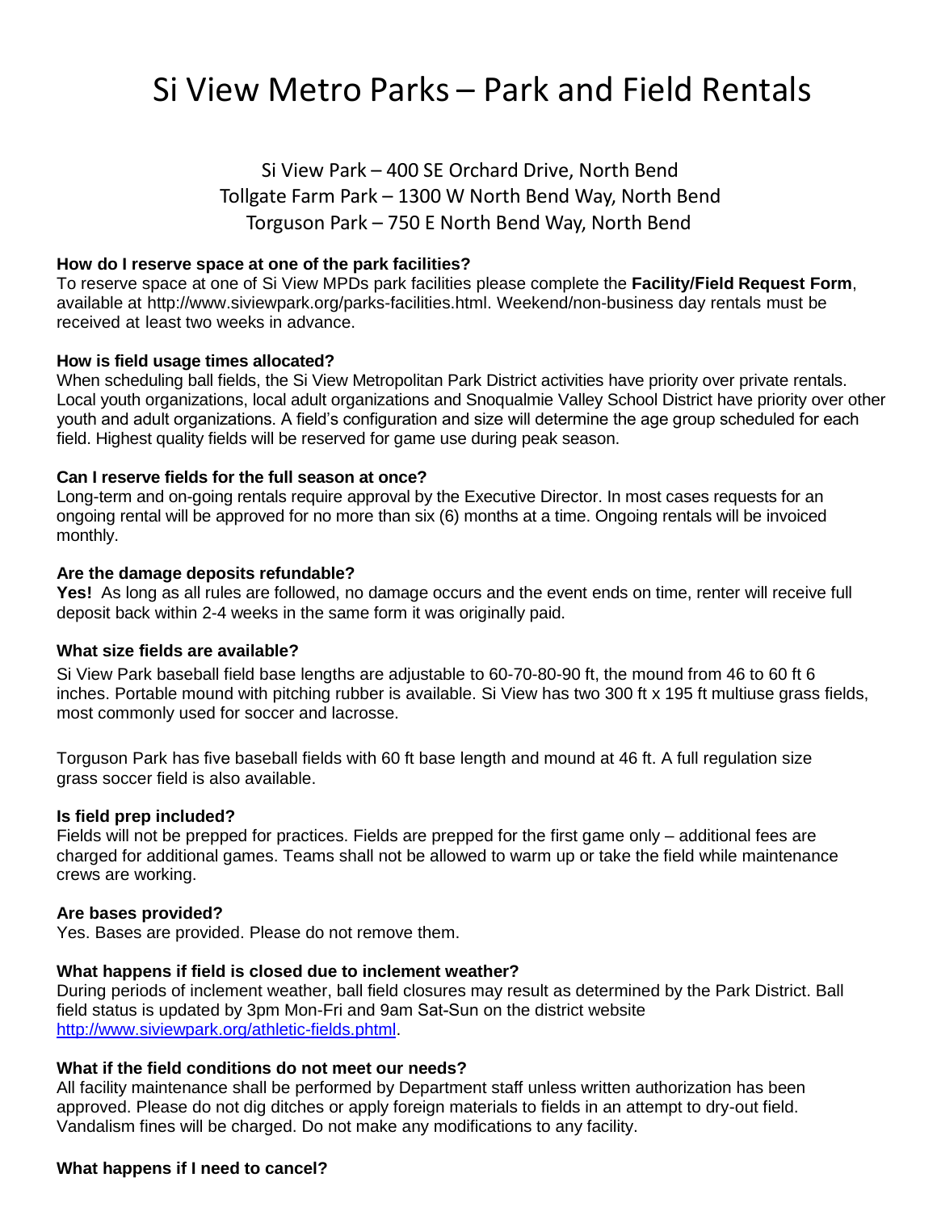# Si View Metro Parks – Park and Field Rentals

Si View Park – 400 SE Orchard Drive, North Bend
Tollgate Farm Park – 1300 W North Bend Way, North Bend
Torguson Park – 750 E North Bend Way, North Bend

**How do I reserve space at one of the park facilities?**
To reserve space at one of Si View MPDs park facilities please complete the **Facility/Field Request Form**, available at http://www.siviewpark.org/parks-facilities.html. Weekend/non-business day rentals must be received at least two weeks in advance.

**How is field usage times allocated?**
When scheduling ball fields, the Si View Metropolitan Park District activities have priority over private rentals. Local youth organizations, local adult organizations and Snoqualmie Valley School District have priority over other youth and adult organizations. A field's configuration and size will determine the age group scheduled for each field. Highest quality fields will be reserved for game use during peak season.

**Can I reserve fields for the full season at once?**
Long-term and on-going rentals require approval by the Executive Director. In most cases requests for an ongoing rental will be approved for no more than six (6) months at a time. Ongoing rentals will be invoiced monthly.

**Are the damage deposits refundable?**
**Yes!** As long as all rules are followed, no damage occurs and the event ends on time, renter will receive full deposit back within 2-4 weeks in the same form it was originally paid.

**What size fields are available?**
Si View Park baseball field base lengths are adjustable to 60-70-80-90 ft, the mound from 46 to 60 ft 6 inches. Portable mound with pitching rubber is available. Si View has two 300 ft x 195 ft multiuse grass fields, most commonly used for soccer and lacrosse.

Torguson Park has five baseball fields with 60 ft base length and mound at 46 ft. A full regulation size grass soccer field is also available.

**Is field prep included?**
Fields will not be prepped for practices. Fields are prepped for the first game only – additional fees are charged for additional games. Teams shall not be allowed to warm up or take the field while maintenance crews are working.

**Are bases provided?**
Yes. Bases are provided. Please do not remove them.

**What happens if field is closed due to inclement weather?**
During periods of inclement weather, ball field closures may result as determined by the Park District. Ball field status is updated by 3pm Mon-Fri and 9am Sat-Sun on the district website http://www.siviewpark.org/athletic-fields.phtml.

**What if the field conditions do not meet our needs?**
All facility maintenance shall be performed by Department staff unless written authorization has been approved. Please do not dig ditches or apply foreign materials to fields in an attempt to dry-out field. Vandalism fines will be charged. Do not make any modifications to any facility.

**What happens if I need to cancel?**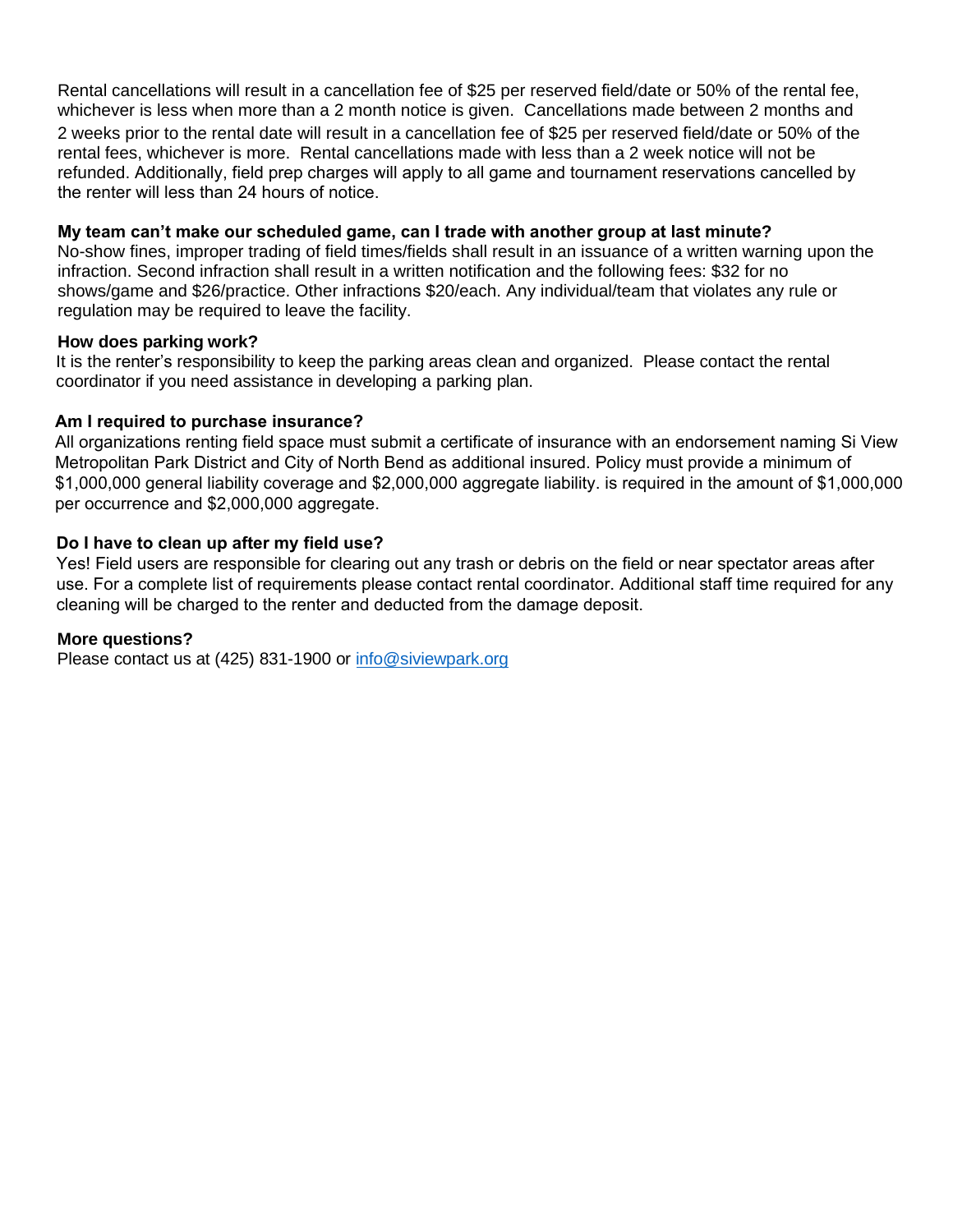Rental cancellations will result in a cancellation fee of $25 per reserved field/date or 50% of the rental fee, whichever is less when more than a 2 month notice is given. Cancellations made between 2 months and 2 weeks prior to the rental date will result in a cancellation fee of $25 per reserved field/date or 50% of the rental fees, whichever is more. Rental cancellations made with less than a 2 week notice will not be refunded. Additionally, field prep charges will apply to all game and tournament reservations cancelled by the renter will less than 24 hours of notice.

**My team can't make our scheduled game, can I trade with another group at last minute?**
No-show fines, improper trading of field times/fields shall result in an issuance of a written warning upon the infraction. Second infraction shall result in a written notification and the following fees: $32 for no shows/game and $26/practice. Other infractions $20/each. Any individual/team that violates any rule or regulation may be required to leave the facility.

**How does parking work?**
It is the renter's responsibility to keep the parking areas clean and organized. Please contact the rental coordinator if you need assistance in developing a parking plan.

**Am I required to purchase insurance?**
All organizations renting field space must submit a certificate of insurance with an endorsement naming Si View Metropolitan Park District and City of North Bend as additional insured. Policy must provide a minimum of $1,000,000 general liability coverage and $2,000,000 aggregate liability. is required in the amount of $1,000,000 per occurrence and $2,000,000 aggregate.

**Do I have to clean up after my field use?**
Yes! Field users are responsible for clearing out any trash or debris on the field or near spectator areas after use. For a complete list of requirements please contact rental coordinator. Additional staff time required for any cleaning will be charged to the renter and deducted from the damage deposit.

**More questions?**
Please contact us at (425) 831-1900 or [info@siviewpark.org](mailto:info@siviewpark.org)